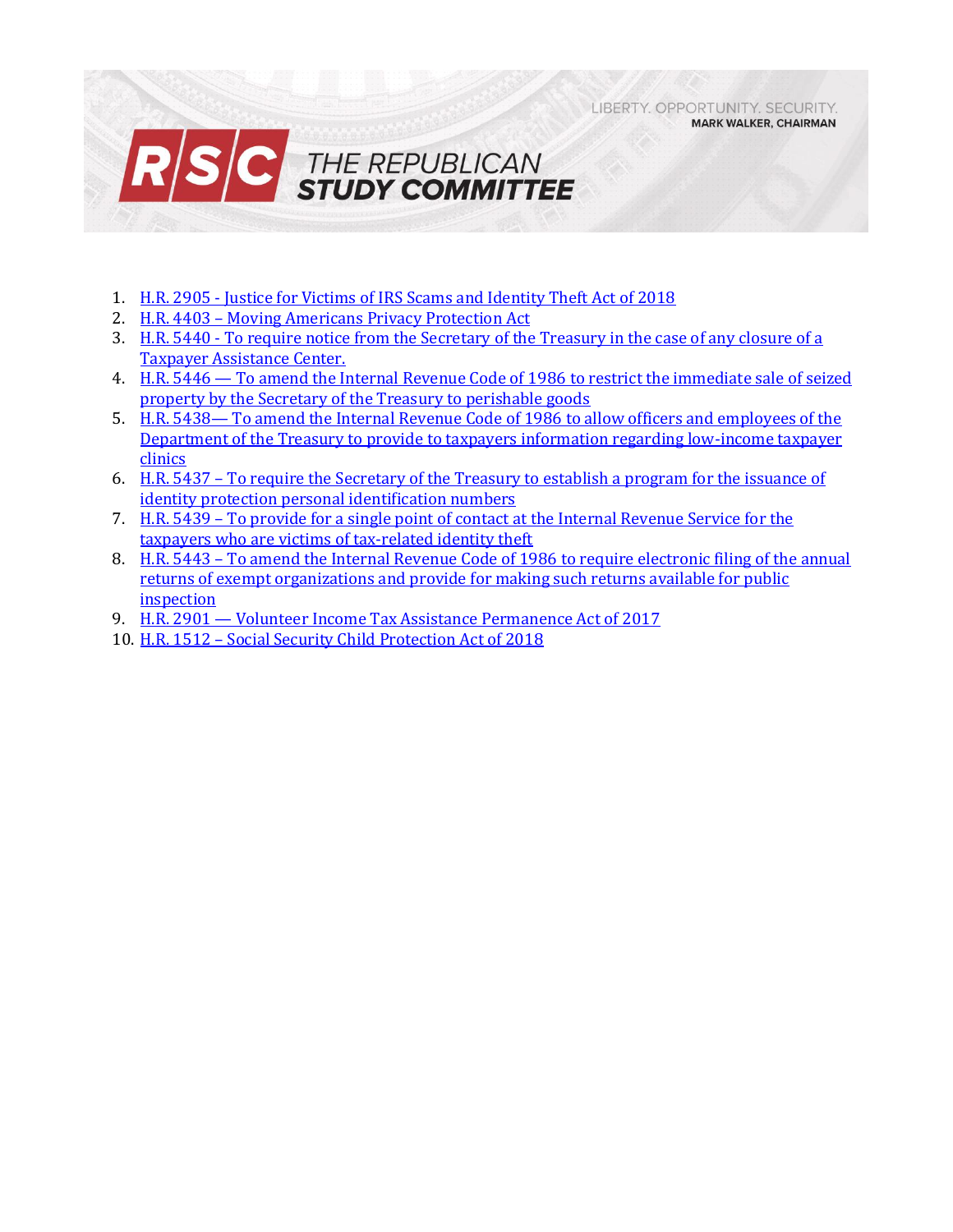LIBERTY. OPPORTUNITY. SECURITY.
**MARK WALKER, CHAIRMAN**

# RSC THE REPUBLICAN STUDY COMMITTEE

1. H.R. 2905 - Justice for Victims of IRS Scams and Identity Theft Act of 2018
2. H.R. 4403 – Moving Americans Privacy Protection Act
3. H.R. 5440 - To require notice from the Secretary of the Treasury in the case of any closure of a Taxpayer Assistance Center.
4. H.R. 5446 — To amend the Internal Revenue Code of 1986 to restrict the immediate sale of seized property by the Secretary of the Treasury to perishable goods
5. H.R. 5438— To amend the Internal Revenue Code of 1986 to allow officers and employees of the Department of the Treasury to provide to taxpayers information regarding low-income taxpayer clinics
6. H.R. 5437 – To require the Secretary of the Treasury to establish a program for the issuance of identity protection personal identification numbers
7. H.R. 5439 – To provide for a single point of contact at the Internal Revenue Service for the taxpayers who are victims of tax-related identity theft
8. H.R. 5443 – To amend the Internal Revenue Code of 1986 to require electronic filing of the annual returns of exempt organizations and provide for making such returns available for public inspection
9. H.R. 2901 — Volunteer Income Tax Assistance Permanence Act of 2017
10. H.R. 1512 – Social Security Child Protection Act of 2018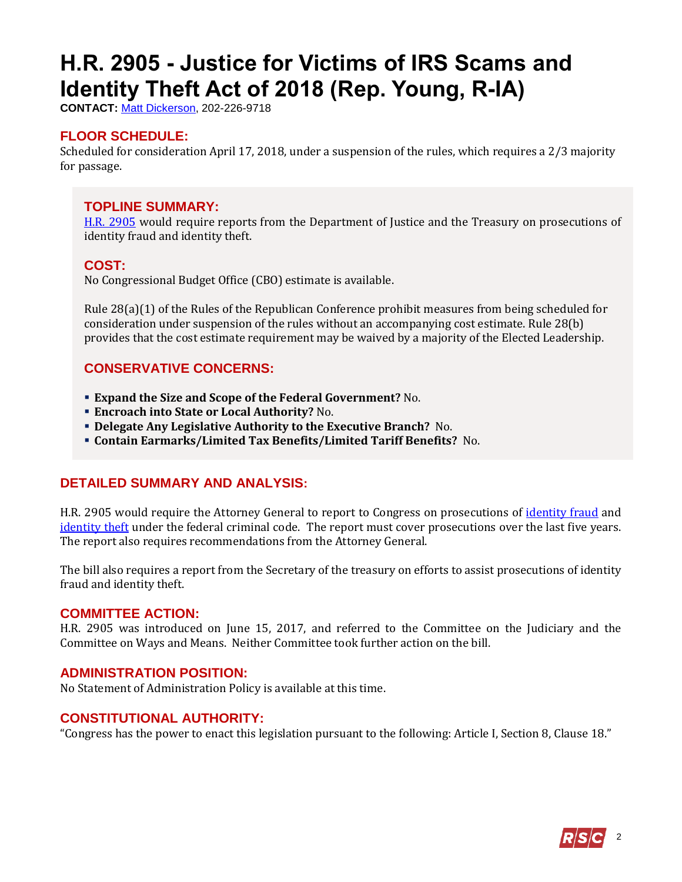# H.R. 2905 - Justice for Victims of IRS Scams and Identity Theft Act of 2018 (Rep. Young, R-IA)

**CONTACT:** Matt Dickerson, 202-226-9718

## FLOOR SCHEDULE:

Scheduled for consideration April 17, 2018, under a suspension of the rules, which requires a 2/3 majority for passage.

## TOPLINE SUMMARY:

H.R. 2905 would require reports from the Department of Justice and the Treasury on prosecutions of identity fraud and identity theft.

## COST:

No Congressional Budget Office (CBO) estimate is available.

Rule 28(a)(1) of the Rules of the Republican Conference prohibit measures from being scheduled for consideration under suspension of the rules without an accompanying cost estimate. Rule 28(b) provides that the cost estimate requirement may be waived by a majority of the Elected Leadership.

## CONSERVATIVE CONCERNS:

- **Expand the Size and Scope of the Federal Government?** No.
- **Encroach into State or Local Authority?** No.
- **Delegate Any Legislative Authority to the Executive Branch?** No.
- **Contain Earmarks/Limited Tax Benefits/Limited Tariff Benefits?** No.

## DETAILED SUMMARY AND ANALYSIS:

H.R. 2905 would require the Attorney General to report to Congress on prosecutions of identity fraud and identity theft under the federal criminal code. The report must cover prosecutions over the last five years. The report also requires recommendations from the Attorney General.

The bill also requires a report from the Secretary of the treasury on efforts to assist prosecutions of identity fraud and identity theft.

## COMMITTEE ACTION:

H.R. 2905 was introduced on June 15, 2017, and referred to the Committee on the Judiciary and the Committee on Ways and Means. Neither Committee took further action on the bill.

## ADMINISTRATION POSITION:

No Statement of Administration Policy is available at this time.

## CONSTITUTIONAL AUTHORITY:

"Congress has the power to enact this legislation pursuant to the following: Article I, Section 8, Clause 18."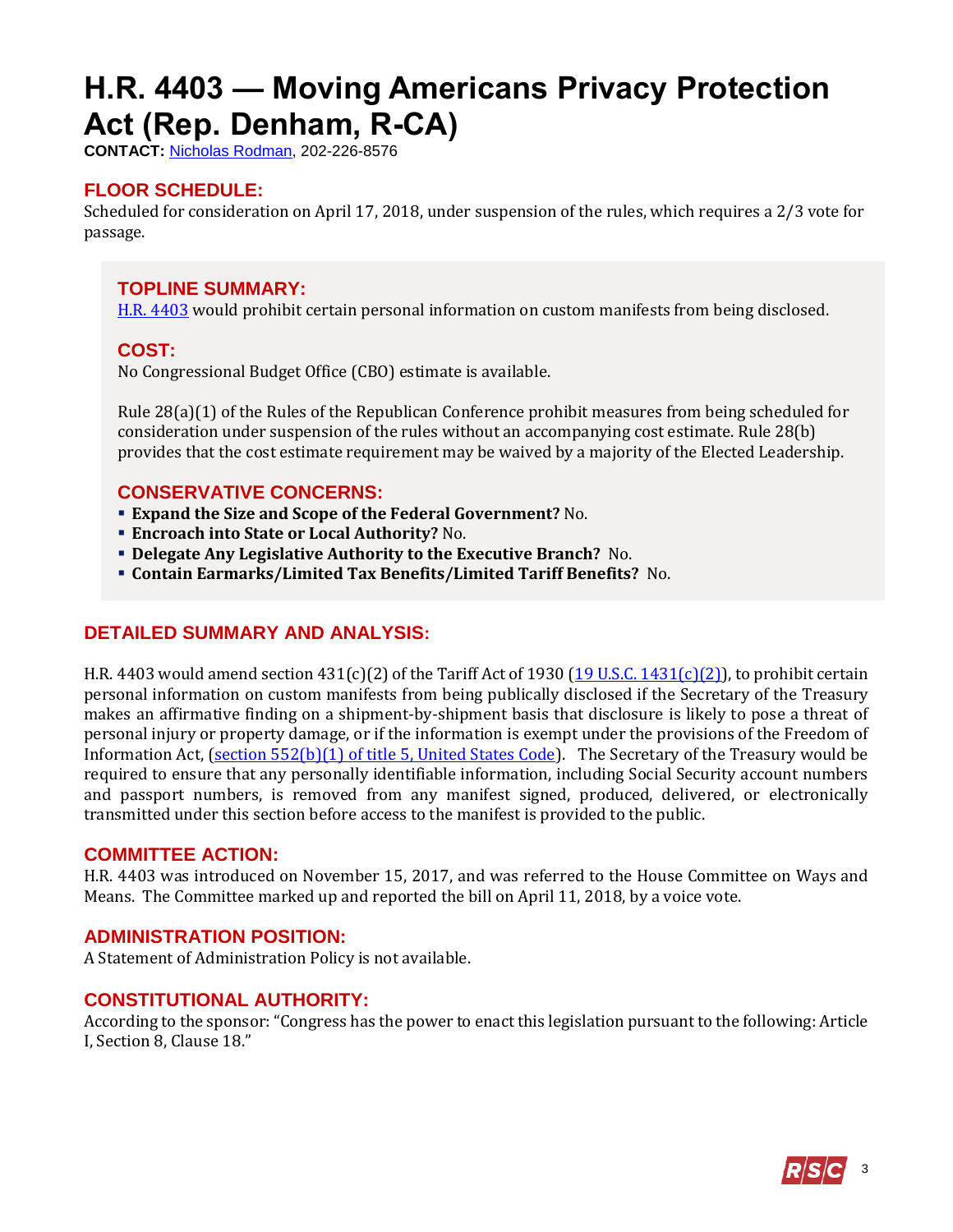# H.R. 4403 — Moving Americans Privacy Protection Act (Rep. Denham, R-CA)

**CONTACT:** Nicholas Rodman, 202-226-8576

## FLOOR SCHEDULE:

Scheduled for consideration on April 17, 2018, under suspension of the rules, which requires a 2/3 vote for passage.

## TOPLINE SUMMARY:

H.R. 4403 would prohibit certain personal information on custom manifests from being disclosed.

## COST:

No Congressional Budget Office (CBO) estimate is available.

Rule 28(a)(1) of the Rules of the Republican Conference prohibit measures from being scheduled for consideration under suspension of the rules without an accompanying cost estimate. Rule 28(b) provides that the cost estimate requirement may be waived by a majority of the Elected Leadership.

## CONSERVATIVE CONCERNS:

- **Expand the Size and Scope of the Federal Government?** No.
- **Encroach into State or Local Authority?** No.
- **Delegate Any Legislative Authority to the Executive Branch?** No.
- **Contain Earmarks/Limited Tax Benefits/Limited Tariff Benefits?** No.

## DETAILED SUMMARY AND ANALYSIS:

H.R. 4403 would amend section 431(c)(2) of the Tariff Act of 1930 (19 U.S.C. 1431(c)(2)), to prohibit certain personal information on custom manifests from being publically disclosed if the Secretary of the Treasury makes an affirmative finding on a shipment-by-shipment basis that disclosure is likely to pose a threat of personal injury or property damage, or if the information is exempt under the provisions of the Freedom of Information Act, (section 552(b)(1) of title 5, United States Code). The Secretary of the Treasury would be required to ensure that any personally identifiable information, including Social Security account numbers and passport numbers, is removed from any manifest signed, produced, delivered, or electronically transmitted under this section before access to the manifest is provided to the public.

## COMMITTEE ACTION:

H.R. 4403 was introduced on November 15, 2017, and was referred to the House Committee on Ways and Means. The Committee marked up and reported the bill on April 11, 2018, by a voice vote.

## ADMINISTRATION POSITION:

A Statement of Administration Policy is not available.

## CONSTITUTIONAL AUTHORITY:

According to the sponsor: "Congress has the power to enact this legislation pursuant to the following: Article I, Section 8, Clause 18."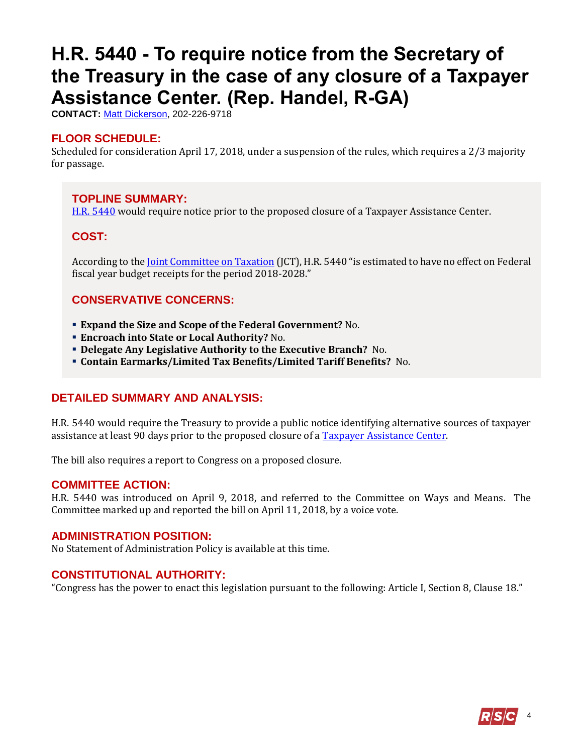# H.R. 5440 - To require notice from the Secretary of the Treasury in the case of any closure of a Taxpayer Assistance Center. (Rep. Handel, R-GA)

**CONTACT:** Matt Dickerson, 202-226-9718

## FLOOR SCHEDULE:

Scheduled for consideration April 17, 2018, under a suspension of the rules, which requires a 2/3 majority for passage.

## TOPLINE SUMMARY:

H.R. 5440 would require notice prior to the proposed closure of a Taxpayer Assistance Center.

## COST:

According to the Joint Committee on Taxation (JCT), H.R. 5440 "is estimated to have no effect on Federal fiscal year budget receipts for the period 2018-2028."

## CONSERVATIVE CONCERNS:

- **Expand the Size and Scope of the Federal Government?** No.
- **Encroach into State or Local Authority?** No.
- **Delegate Any Legislative Authority to the Executive Branch?** No.
- **Contain Earmarks/Limited Tax Benefits/Limited Tariff Benefits?** No.

## DETAILED SUMMARY AND ANALYSIS:

H.R. 5440 would require the Treasury to provide a public notice identifying alternative sources of taxpayer assistance at least 90 days prior to the proposed closure of a Taxpayer Assistance Center.

The bill also requires a report to Congress on a proposed closure.

## COMMITTEE ACTION:

H.R. 5440 was introduced on April 9, 2018, and referred to the Committee on Ways and Means. The Committee marked up and reported the bill on April 11, 2018, by a voice vote.

## ADMINISTRATION POSITION:

No Statement of Administration Policy is available at this time.

## CONSTITUTIONAL AUTHORITY:

"Congress has the power to enact this legislation pursuant to the following: Article I, Section 8, Clause 18."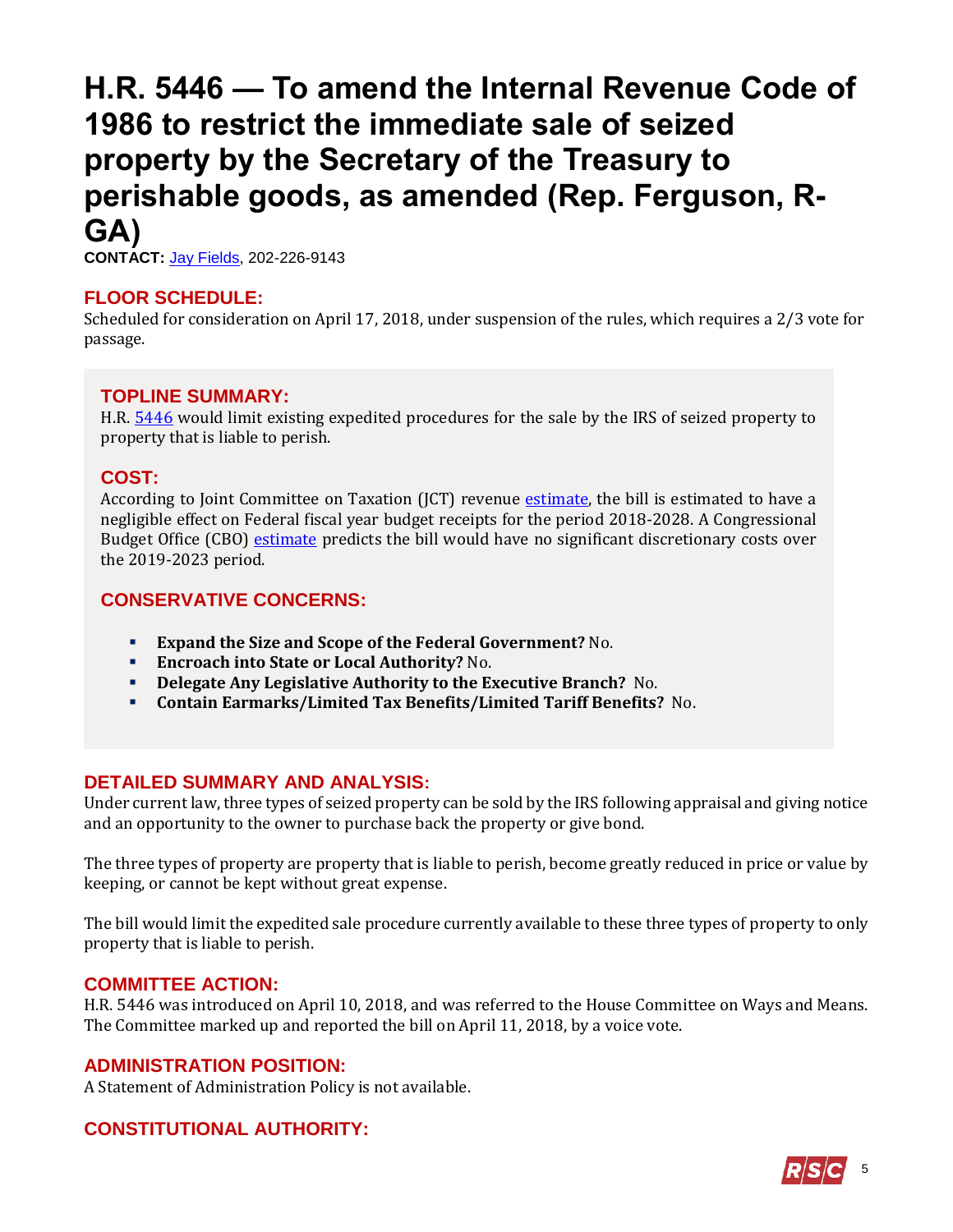# H.R. 5446 — To amend the Internal Revenue Code of 1986 to restrict the immediate sale of seized property by the Secretary of the Treasury to perishable goods, as amended (Rep. Ferguson, R-GA)

**CONTACT:** Jay Fields, 202-226-9143

## FLOOR SCHEDULE:

Scheduled for consideration on April 17, 2018, under suspension of the rules, which requires a 2/3 vote for passage.

## TOPLINE SUMMARY:

H.R. 5446 would limit existing expedited procedures for the sale by the IRS of seized property to property that is liable to perish.

## COST:

According to Joint Committee on Taxation (JCT) revenue estimate, the bill is estimated to have a negligible effect on Federal fiscal year budget receipts for the period 2018-2028. A Congressional Budget Office (CBO) estimate predicts the bill would have no significant discretionary costs over the 2019-2023 period.

## CONSERVATIVE CONCERNS:

- **Expand the Size and Scope of the Federal Government?** No.
- **Encroach into State or Local Authority?** No.
- **Delegate Any Legislative Authority to the Executive Branch?** No.
- **Contain Earmarks/Limited Tax Benefits/Limited Tariff Benefits?** No.

## DETAILED SUMMARY AND ANALYSIS:

Under current law, three types of seized property can be sold by the IRS following appraisal and giving notice and an opportunity to the owner to purchase back the property or give bond.

The three types of property are property that is liable to perish, become greatly reduced in price or value by keeping, or cannot be kept without great expense.

The bill would limit the expedited sale procedure currently available to these three types of property to only property that is liable to perish.

## COMMITTEE ACTION:

H.R. 5446 was introduced on April 10, 2018, and was referred to the House Committee on Ways and Means. The Committee marked up and reported the bill on April 11, 2018, by a voice vote.

## ADMINISTRATION POSITION:

A Statement of Administration Policy is not available.

## CONSTITUTIONAL AUTHORITY: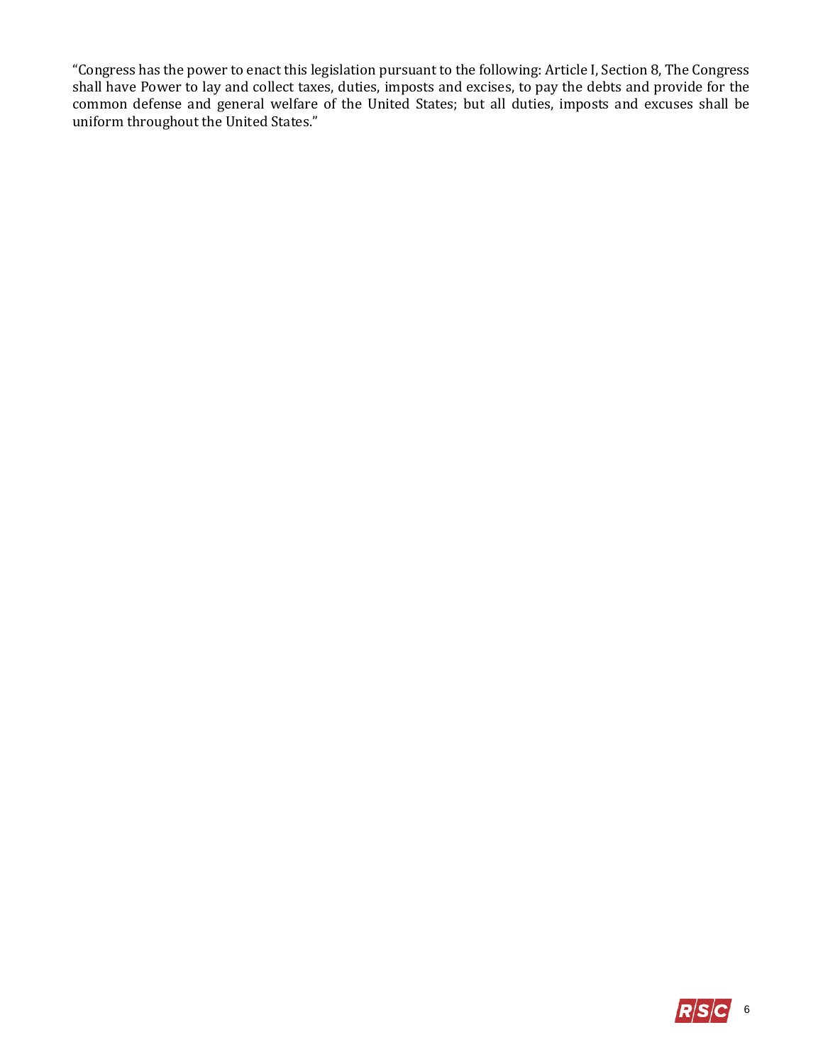"Congress has the power to enact this legislation pursuant to the following: Article I, Section 8, The Congress shall have Power to lay and collect taxes, duties, imposts and excises, to pay the debts and provide for the common defense and general welfare of the United States; but all duties, imposts and excuses shall be uniform throughout the United States."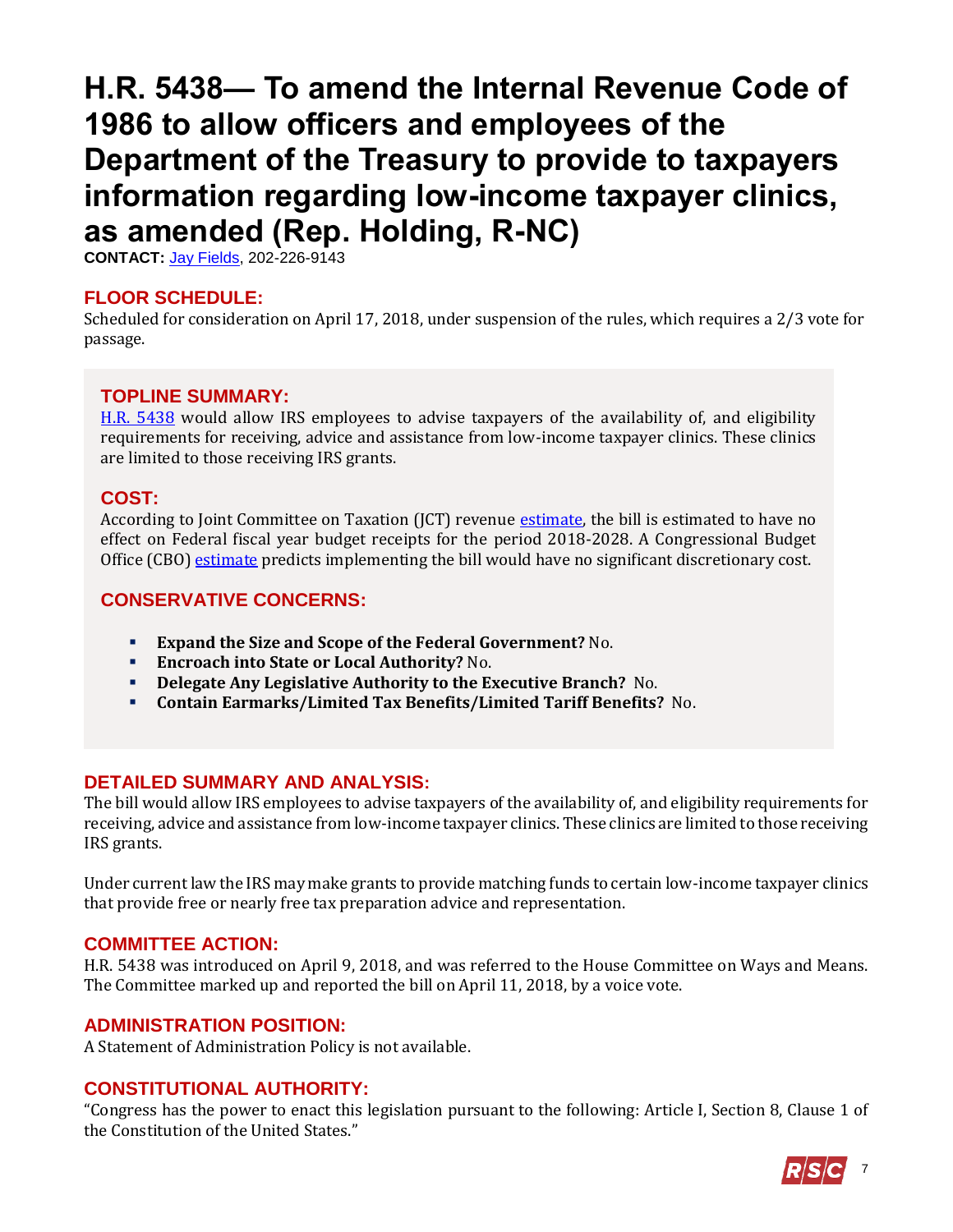# H.R. 5438— To amend the Internal Revenue Code of 1986 to allow officers and employees of the Department of the Treasury to provide to taxpayers information regarding low-income taxpayer clinics, as amended (Rep. Holding, R-NC)

**CONTACT:** Jay Fields, 202-226-9143

## FLOOR SCHEDULE:

Scheduled for consideration on April 17, 2018, under suspension of the rules, which requires a 2/3 vote for passage.

## TOPLINE SUMMARY:

H.R. 5438 would allow IRS employees to advise taxpayers of the availability of, and eligibility requirements for receiving, advice and assistance from low-income taxpayer clinics. These clinics are limited to those receiving IRS grants.

## COST:

According to Joint Committee on Taxation (JCT) revenue estimate, the bill is estimated to have no effect on Federal fiscal year budget receipts for the period 2018-2028. A Congressional Budget Office (CBO) estimate predicts implementing the bill would have no significant discretionary cost.

## CONSERVATIVE CONCERNS:

- **Expand the Size and Scope of the Federal Government?** No.
- **Encroach into State or Local Authority?** No.
- **Delegate Any Legislative Authority to the Executive Branch?** No.
- **Contain Earmarks/Limited Tax Benefits/Limited Tariff Benefits?** No.

## DETAILED SUMMARY AND ANALYSIS:

The bill would allow IRS employees to advise taxpayers of the availability of, and eligibility requirements for receiving, advice and assistance from low-income taxpayer clinics. These clinics are limited to those receiving IRS grants.

Under current law the IRS may make grants to provide matching funds to certain low-income taxpayer clinics that provide free or nearly free tax preparation advice and representation.

## COMMITTEE ACTION:

H.R. 5438 was introduced on April 9, 2018, and was referred to the House Committee on Ways and Means. The Committee marked up and reported the bill on April 11, 2018, by a voice vote.

## ADMINISTRATION POSITION:

A Statement of Administration Policy is not available.

## CONSTITUTIONAL AUTHORITY:

"Congress has the power to enact this legislation pursuant to the following: Article I, Section 8, Clause 1 of the Constitution of the United States."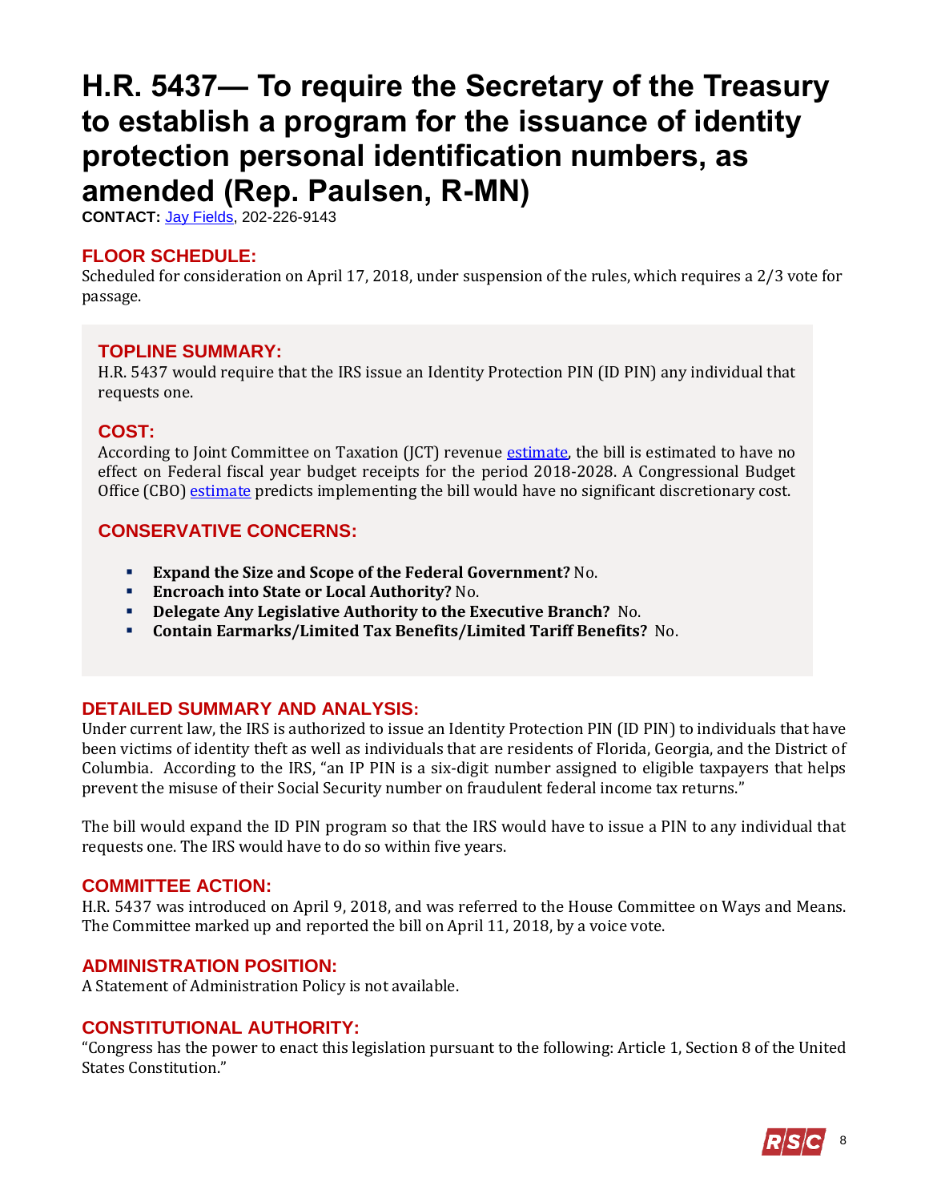# H.R. 5437— To require the Secretary of the Treasury to establish a program for the issuance of identity protection personal identification numbers, as amended (Rep. Paulsen, R-MN)

**CONTACT:** [Jay Fields](), 202-226-9143

## FLOOR SCHEDULE:

Scheduled for consideration on April 17, 2018, under suspension of the rules, which requires a 2/3 vote for passage.

## TOPLINE SUMMARY:

H.R. 5437 would require that the IRS issue an Identity Protection PIN (ID PIN) any individual that requests one.

## COST:

According to Joint Committee on Taxation (JCT) revenue [estimate](), the bill is estimated to have no effect on Federal fiscal year budget receipts for the period 2018-2028. A Congressional Budget Office (CBO) [estimate]() predicts implementing the bill would have no significant discretionary cost.

## CONSERVATIVE CONCERNS:

- **Expand the Size and Scope of the Federal Government?** No.
- **Encroach into State or Local Authority?** No.
- **Delegate Any Legislative Authority to the Executive Branch?** No.
- **Contain Earmarks/Limited Tax Benefits/Limited Tariff Benefits?** No.

## DETAILED SUMMARY AND ANALYSIS:

Under current law, the IRS is authorized to issue an Identity Protection PIN (ID PIN) to individuals that have been victims of identity theft as well as individuals that are residents of Florida, Georgia, and the District of Columbia. According to the IRS, "an IP PIN is a six-digit number assigned to eligible taxpayers that helps prevent the misuse of their Social Security number on fraudulent federal income tax returns."

The bill would expand the ID PIN program so that the IRS would have to issue a PIN to any individual that requests one. The IRS would have to do so within five years.

## COMMITTEE ACTION:

H.R. 5437 was introduced on April 9, 2018, and was referred to the House Committee on Ways and Means. The Committee marked up and reported the bill on April 11, 2018, by a voice vote.

## ADMINISTRATION POSITION:

A Statement of Administration Policy is not available.

## CONSTITUTIONAL AUTHORITY:

"Congress has the power to enact this legislation pursuant to the following: Article 1, Section 8 of the United States Constitution."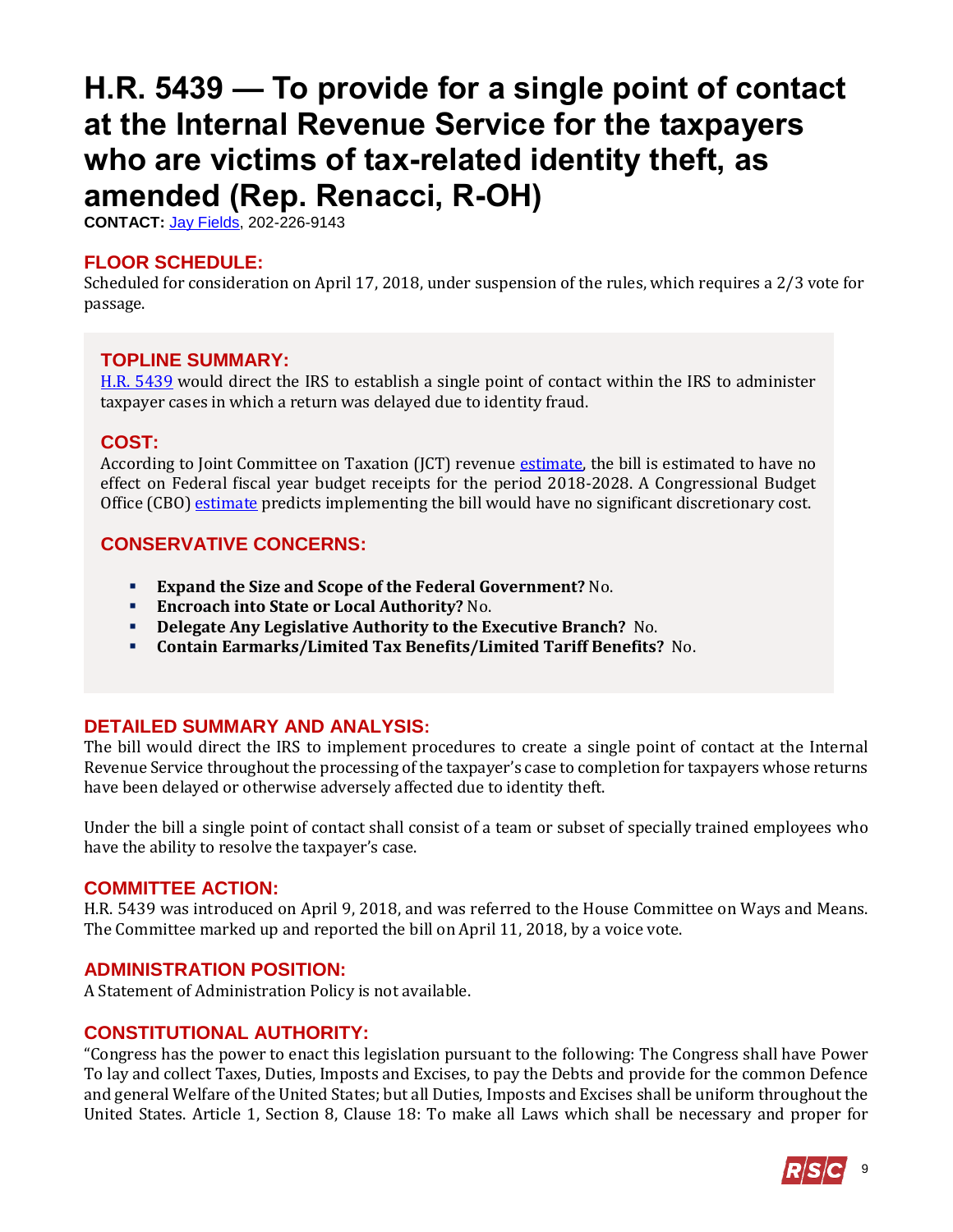# H.R. 5439 — To provide for a single point of contact at the Internal Revenue Service for the taxpayers who are victims of tax-related identity theft, as amended (Rep. Renacci, R-OH)

**CONTACT:** Jay Fields, 202-226-9143

## FLOOR SCHEDULE:

Scheduled for consideration on April 17, 2018, under suspension of the rules, which requires a 2/3 vote for passage.

## TOPLINE SUMMARY:

H.R. 5439 would direct the IRS to establish a single point of contact within the IRS to administer taxpayer cases in which a return was delayed due to identity fraud.

## COST:

According to Joint Committee on Taxation (JCT) revenue estimate, the bill is estimated to have no effect on Federal fiscal year budget receipts for the period 2018-2028. A Congressional Budget Office (CBO) estimate predicts implementing the bill would have no significant discretionary cost.

## CONSERVATIVE CONCERNS:

- **Expand the Size and Scope of the Federal Government?** No.
- **Encroach into State or Local Authority?** No.
- **Delegate Any Legislative Authority to the Executive Branch?** No.
- **Contain Earmarks/Limited Tax Benefits/Limited Tariff Benefits?** No.

## DETAILED SUMMARY AND ANALYSIS:

The bill would direct the IRS to implement procedures to create a single point of contact at the Internal Revenue Service throughout the processing of the taxpayer's case to completion for taxpayers whose returns have been delayed or otherwise adversely affected due to identity theft.

Under the bill a single point of contact shall consist of a team or subset of specially trained employees who have the ability to resolve the taxpayer's case.

## COMMITTEE ACTION:

H.R. 5439 was introduced on April 9, 2018, and was referred to the House Committee on Ways and Means. The Committee marked up and reported the bill on April 11, 2018, by a voice vote.

## ADMINISTRATION POSITION:

A Statement of Administration Policy is not available.

## CONSTITUTIONAL AUTHORITY:

"Congress has the power to enact this legislation pursuant to the following: The Congress shall have Power To lay and collect Taxes, Duties, Imposts and Excises, to pay the Debts and provide for the common Defence and general Welfare of the United States; but all Duties, Imposts and Excises shall be uniform throughout the United States. Article 1, Section 8, Clause 18: To make all Laws which shall be necessary and proper for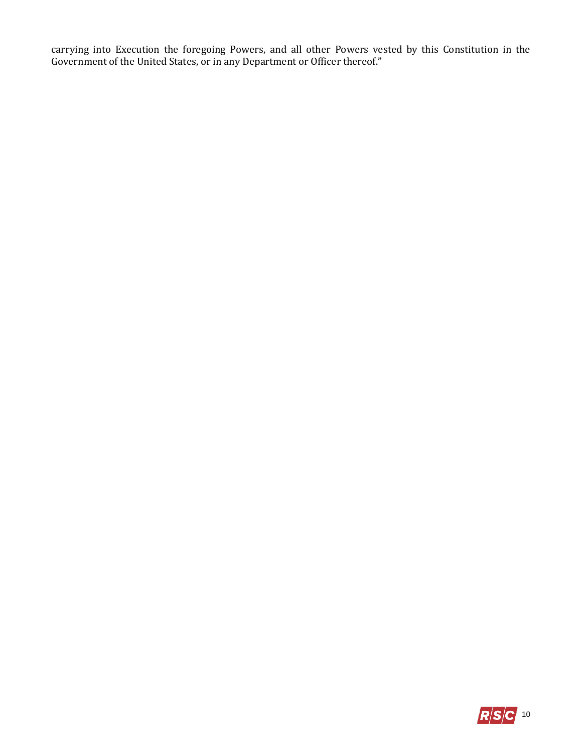carrying into Execution the foregoing Powers, and all other Powers vested by this Constitution in the Government of the United States, or in any Department or Officer thereof."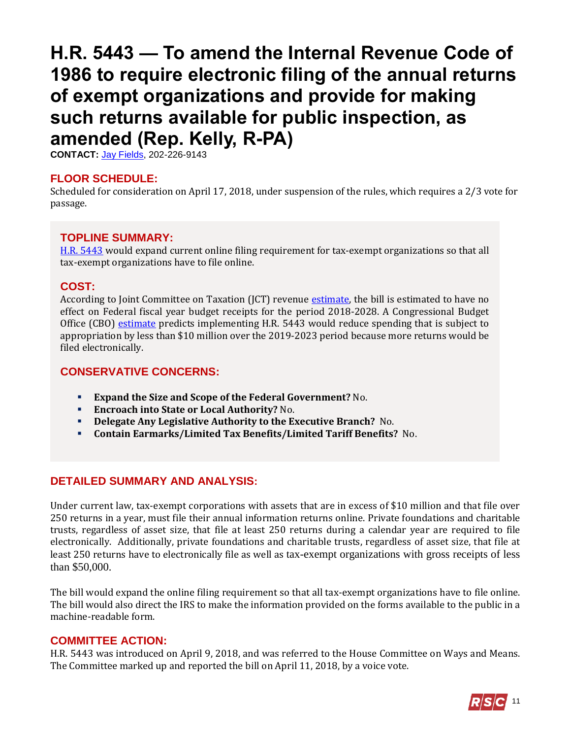# H.R. 5443 — To amend the Internal Revenue Code of 1986 to require electronic filing of the annual returns of exempt organizations and provide for making such returns available for public inspection, as amended (Rep. Kelly, R-PA)

**CONTACT:** Jay Fields, 202-226-9143

## FLOOR SCHEDULE:

Scheduled for consideration on April 17, 2018, under suspension of the rules, which requires a 2/3 vote for passage.

## TOPLINE SUMMARY:

H.R. 5443 would expand current online filing requirement for tax-exempt organizations so that all tax-exempt organizations have to file online.

## COST:

According to Joint Committee on Taxation (JCT) revenue estimate, the bill is estimated to have no effect on Federal fiscal year budget receipts for the period 2018-2028. A Congressional Budget Office (CBO) estimate predicts implementing H.R. 5443 would reduce spending that is subject to appropriation by less than $10 million over the 2019-2023 period because more returns would be filed electronically.

## CONSERVATIVE CONCERNS:

- **Expand the Size and Scope of the Federal Government?** No.
- **Encroach into State or Local Authority?** No.
- **Delegate Any Legislative Authority to the Executive Branch?** No.
- **Contain Earmarks/Limited Tax Benefits/Limited Tariff Benefits?** No.

## DETAILED SUMMARY AND ANALYSIS:

Under current law, tax-exempt corporations with assets that are in excess of $10 million and that file over 250 returns in a year, must file their annual information returns online. Private foundations and charitable trusts, regardless of asset size, that file at least 250 returns during a calendar year are required to file electronically. Additionally, private foundations and charitable trusts, regardless of asset size, that file at least 250 returns have to electronically file as well as tax-exempt organizations with gross receipts of less than $50,000.

The bill would expand the online filing requirement so that all tax-exempt organizations have to file online. The bill would also direct the IRS to make the information provided on the forms available to the public in a machine-readable form.

## COMMITTEE ACTION:

H.R. 5443 was introduced on April 9, 2018, and was referred to the House Committee on Ways and Means. The Committee marked up and reported the bill on April 11, 2018, by a voice vote.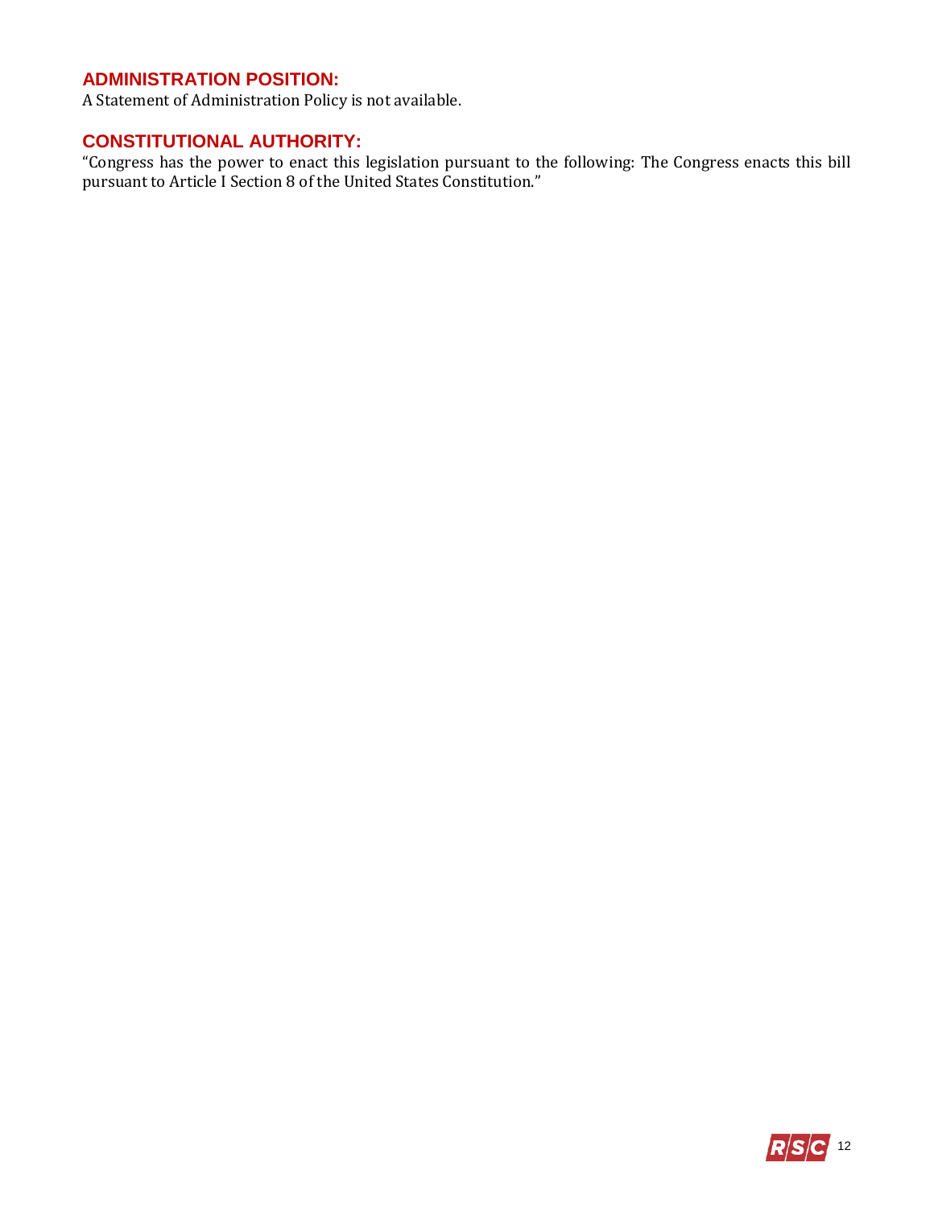## ADMINISTRATION POSITION:

A Statement of Administration Policy is not available.

## CONSTITUTIONAL AUTHORITY:

"Congress has the power to enact this legislation pursuant to the following: The Congress enacts this bill pursuant to Article I Section 8 of the United States Constitution."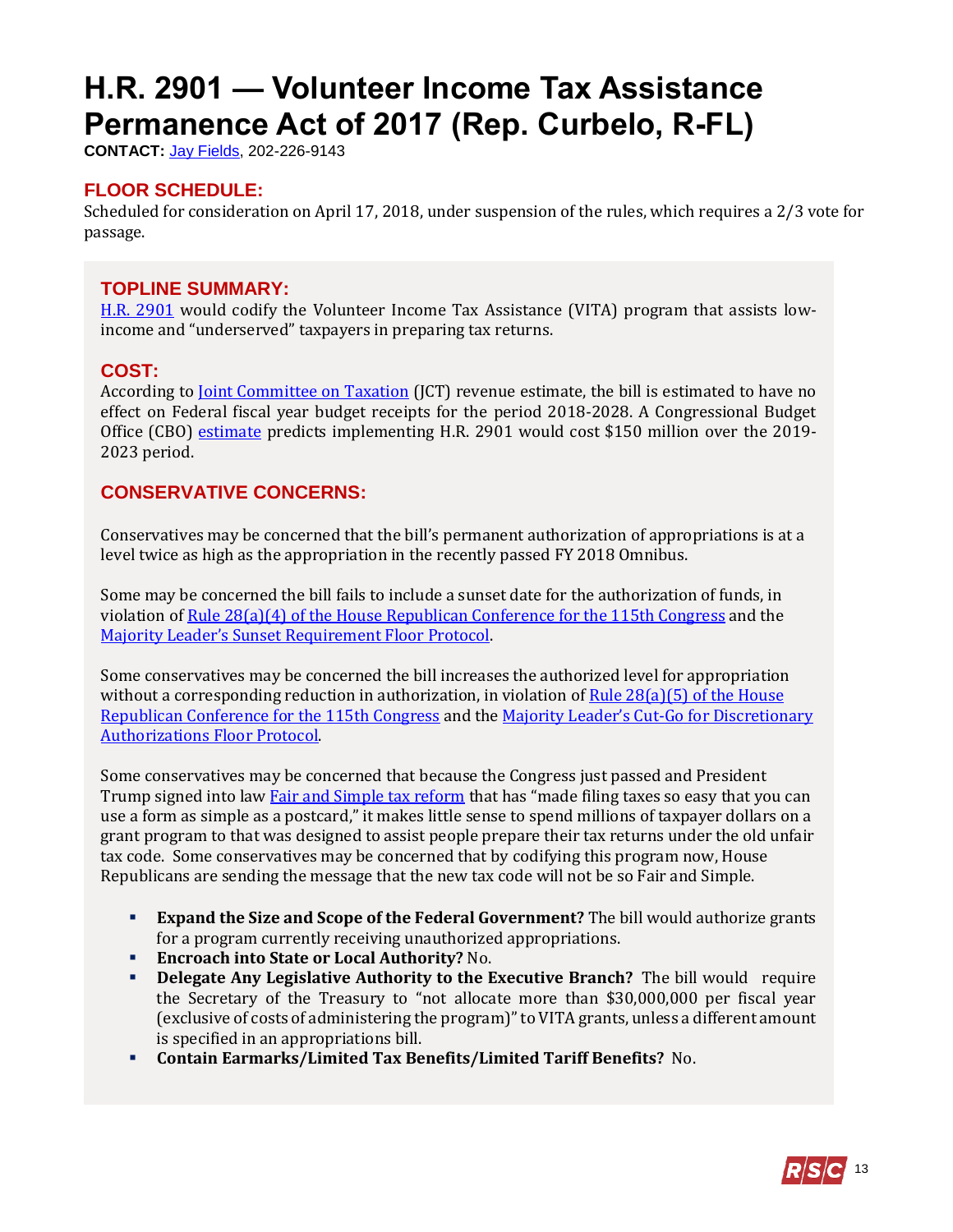# H.R. 2901 — Volunteer Income Tax Assistance Permanence Act of 2017 (Rep. Curbelo, R-FL)

**CONTACT:** Jay Fields, 202-226-9143

## FLOOR SCHEDULE:

Scheduled for consideration on April 17, 2018, under suspension of the rules, which requires a 2/3 vote for passage.

## TOPLINE SUMMARY:

H.R. 2901 would codify the Volunteer Income Tax Assistance (VITA) program that assists low-income and "underserved" taxpayers in preparing tax returns.

## COST:

According to Joint Committee on Taxation (JCT) revenue estimate, the bill is estimated to have no effect on Federal fiscal year budget receipts for the period 2018-2028. A Congressional Budget Office (CBO) estimate predicts implementing H.R. 2901 would cost $150 million over the 2019-2023 period.

## CONSERVATIVE CONCERNS:

Conservatives may be concerned that the bill's permanent authorization of appropriations is at a level twice as high as the appropriation in the recently passed FY 2018 Omnibus.

Some may be concerned the bill fails to include a sunset date for the authorization of funds, in violation of Rule 28(a)(4) of the House Republican Conference for the 115th Congress and the Majority Leader's Sunset Requirement Floor Protocol.

Some conservatives may be concerned the bill increases the authorized level for appropriation without a corresponding reduction in authorization, in violation of Rule 28(a)(5) of the House Republican Conference for the 115th Congress and the Majority Leader's Cut-Go for Discretionary Authorizations Floor Protocol.

Some conservatives may be concerned that because the Congress just passed and President Trump signed into law Fair and Simple tax reform that has "made filing taxes so easy that you can use a form as simple as a postcard," it makes little sense to spend millions of taxpayer dollars on a grant program to that was designed to assist people prepare their tax returns under the old unfair tax code. Some conservatives may be concerned that by codifying this program now, House Republicans are sending the message that the new tax code will not be so Fair and Simple.

- **Expand the Size and Scope of the Federal Government?** The bill would authorize grants for a program currently receiving unauthorized appropriations.
- **Encroach into State or Local Authority?** No.
- **Delegate Any Legislative Authority to the Executive Branch?** The bill would require the Secretary of the Treasury to "not allocate more than $30,000,000 per fiscal year (exclusive of costs of administering the program)" to VITA grants, unless a different amount is specified in an appropriations bill.
- **Contain Earmarks/Limited Tax Benefits/Limited Tariff Benefits?** No.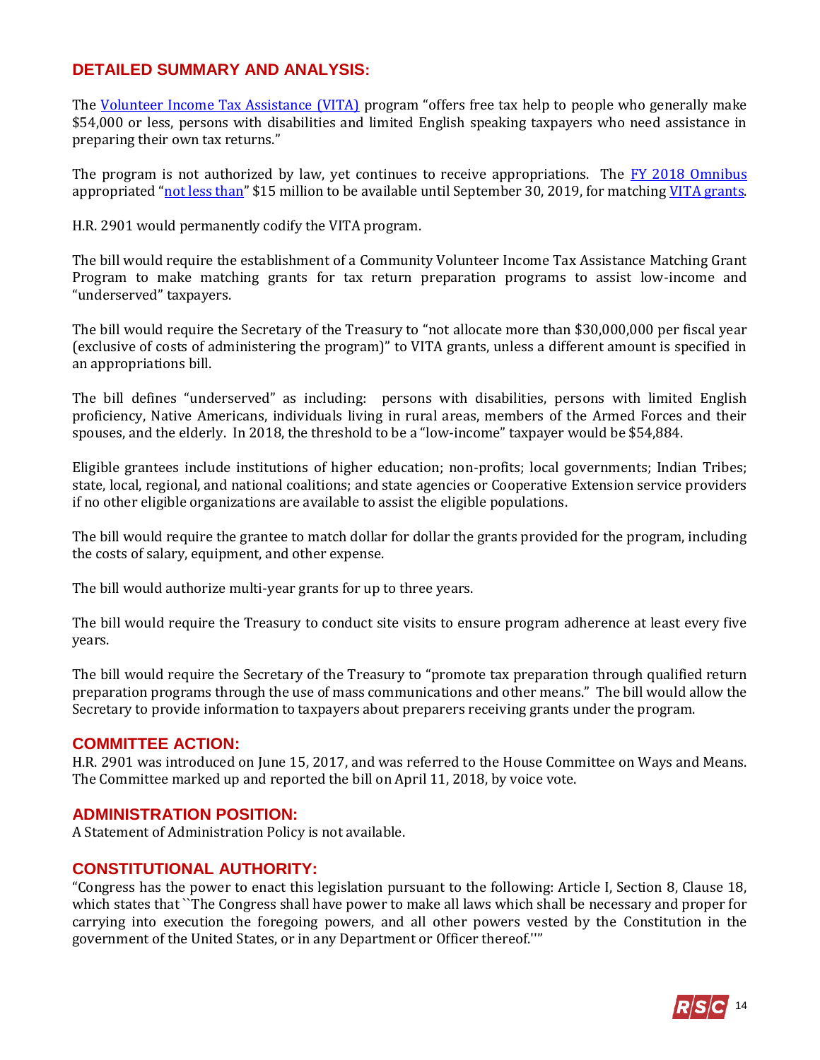## DETAILED SUMMARY AND ANALYSIS:

The Volunteer Income Tax Assistance (VITA) program "offers free tax help to people who generally make $54,000 or less, persons with disabilities and limited English speaking taxpayers who need assistance in preparing their own tax returns."

The program is not authorized by law, yet continues to receive appropriations. The FY 2018 Omnibus appropriated "not less than" $15 million to be available until September 30, 2019, for matching VITA grants.

H.R. 2901 would permanently codify the VITA program.

The bill would require the establishment of a Community Volunteer Income Tax Assistance Matching Grant Program to make matching grants for tax return preparation programs to assist low-income and "underserved" taxpayers.

The bill would require the Secretary of the Treasury to "not allocate more than $30,000,000 per fiscal year (exclusive of costs of administering the program)" to VITA grants, unless a different amount is specified in an appropriations bill.

The bill defines "underserved" as including: persons with disabilities, persons with limited English proficiency, Native Americans, individuals living in rural areas, members of the Armed Forces and their spouses, and the elderly. In 2018, the threshold to be a "low-income" taxpayer would be $54,884.

Eligible grantees include institutions of higher education; non-profits; local governments; Indian Tribes; state, local, regional, and national coalitions; and state agencies or Cooperative Extension service providers if no other eligible organizations are available to assist the eligible populations.

The bill would require the grantee to match dollar for dollar the grants provided for the program, including the costs of salary, equipment, and other expense.

The bill would authorize multi-year grants for up to three years.

The bill would require the Treasury to conduct site visits to ensure program adherence at least every five years.

The bill would require the Secretary of the Treasury to "promote tax preparation through qualified return preparation programs through the use of mass communications and other means." The bill would allow the Secretary to provide information to taxpayers about preparers receiving grants under the program.

## COMMITTEE ACTION:

H.R. 2901 was introduced on June 15, 2017, and was referred to the House Committee on Ways and Means. The Committee marked up and reported the bill on April 11, 2018, by voice vote.

## ADMINISTRATION POSITION:

A Statement of Administration Policy is not available.

## CONSTITUTIONAL AUTHORITY:

"Congress has the power to enact this legislation pursuant to the following: Article I, Section 8, Clause 18, which states that ``The Congress shall have power to make all laws which shall be necessary and proper for carrying into execution the foregoing powers, and all other powers vested by the Constitution in the government of the United States, or in any Department or Officer thereof.''"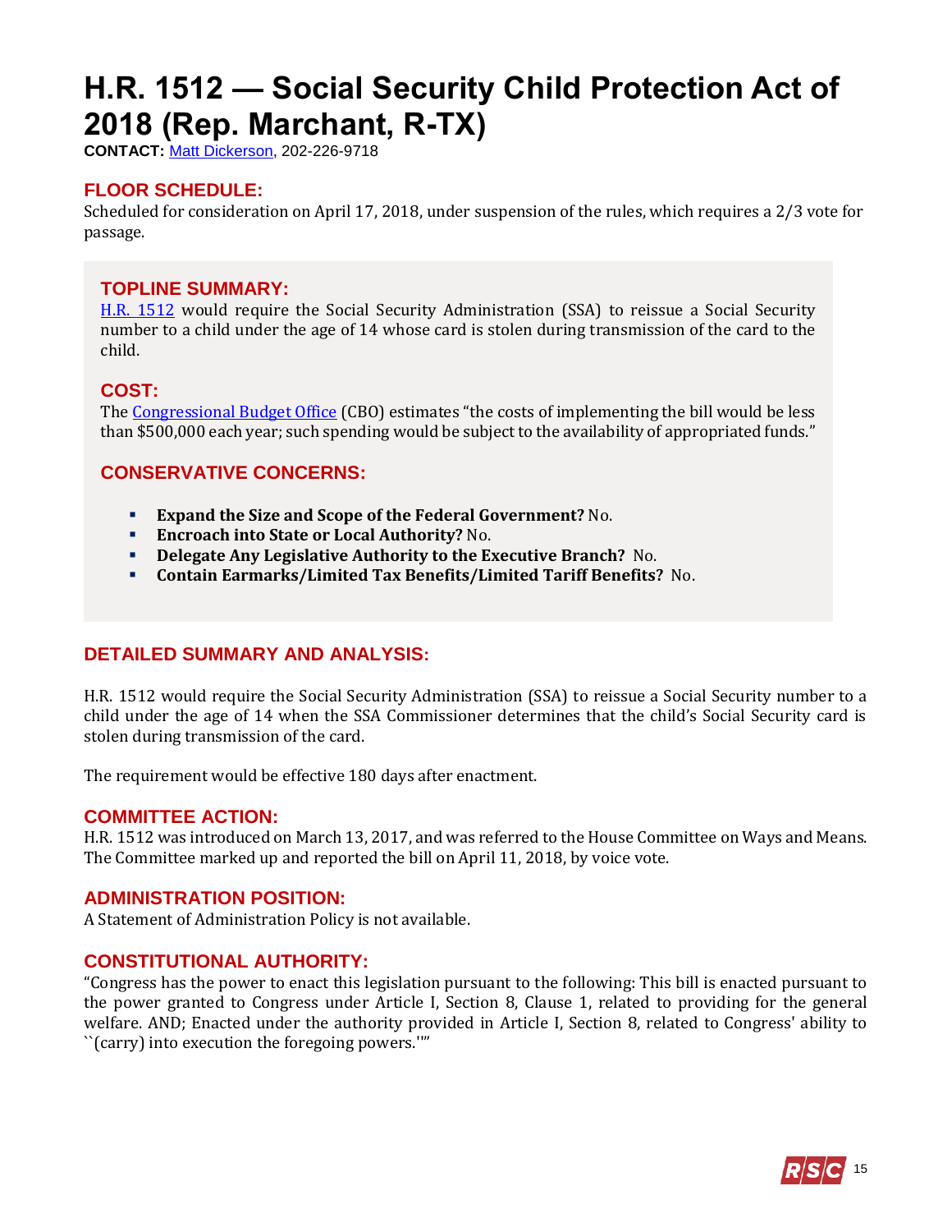# H.R. 1512 — Social Security Child Protection Act of 2018 (Rep. Marchant, R-TX)

**CONTACT:** Matt Dickerson, 202-226-9718

## FLOOR SCHEDULE:

Scheduled for consideration on April 17, 2018, under suspension of the rules, which requires a 2/3 vote for passage.

## TOPLINE SUMMARY:

H.R. 1512 would require the Social Security Administration (SSA) to reissue a Social Security number to a child under the age of 14 whose card is stolen during transmission of the card to the child.

## COST:

The Congressional Budget Office (CBO) estimates "the costs of implementing the bill would be less than $500,000 each year; such spending would be subject to the availability of appropriated funds."

## CONSERVATIVE CONCERNS:

- **Expand the Size and Scope of the Federal Government?** No.
- **Encroach into State or Local Authority?** No.
- **Delegate Any Legislative Authority to the Executive Branch?** No.
- **Contain Earmarks/Limited Tax Benefits/Limited Tariff Benefits?** No.

## DETAILED SUMMARY AND ANALYSIS:

H.R. 1512 would require the Social Security Administration (SSA) to reissue a Social Security number to a child under the age of 14 when the SSA Commissioner determines that the child's Social Security card is stolen during transmission of the card.

The requirement would be effective 180 days after enactment.

## COMMITTEE ACTION:

H.R. 1512 was introduced on March 13, 2017, and was referred to the House Committee on Ways and Means. The Committee marked up and reported the bill on April 11, 2018, by voice vote.

## ADMINISTRATION POSITION:

A Statement of Administration Policy is not available.

## CONSTITUTIONAL AUTHORITY:

"Congress has the power to enact this legislation pursuant to the following: This bill is enacted pursuant to the power granted to Congress under Article I, Section 8, Clause 1, related to providing for the general welfare. AND; Enacted under the authority provided in Article I, Section 8, related to Congress' ability to ``(carry) into execution the foregoing powers.''"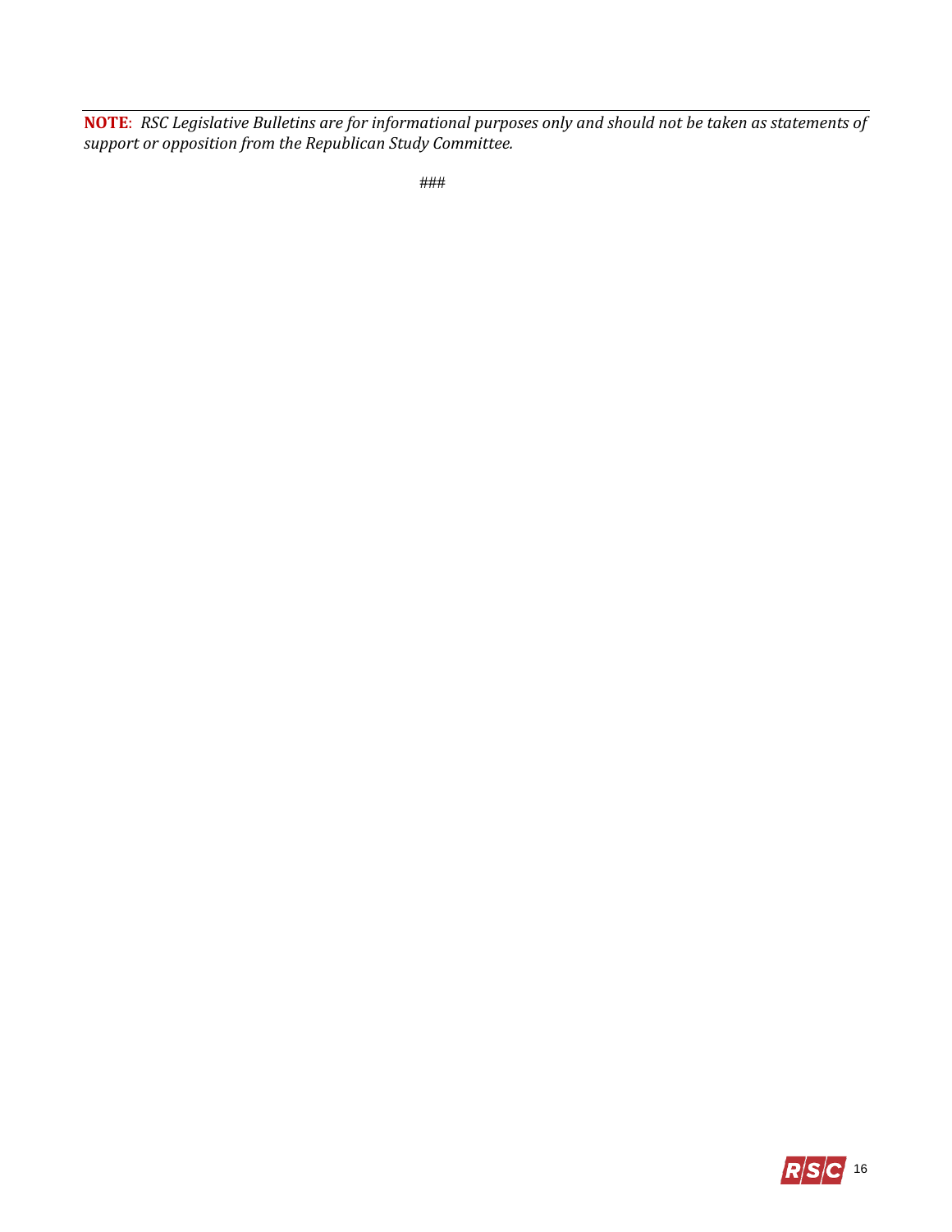**NOTE**: *RSC Legislative Bulletins are for informational purposes only and should not be taken as statements of support or opposition from the Republican Study Committee.*

###